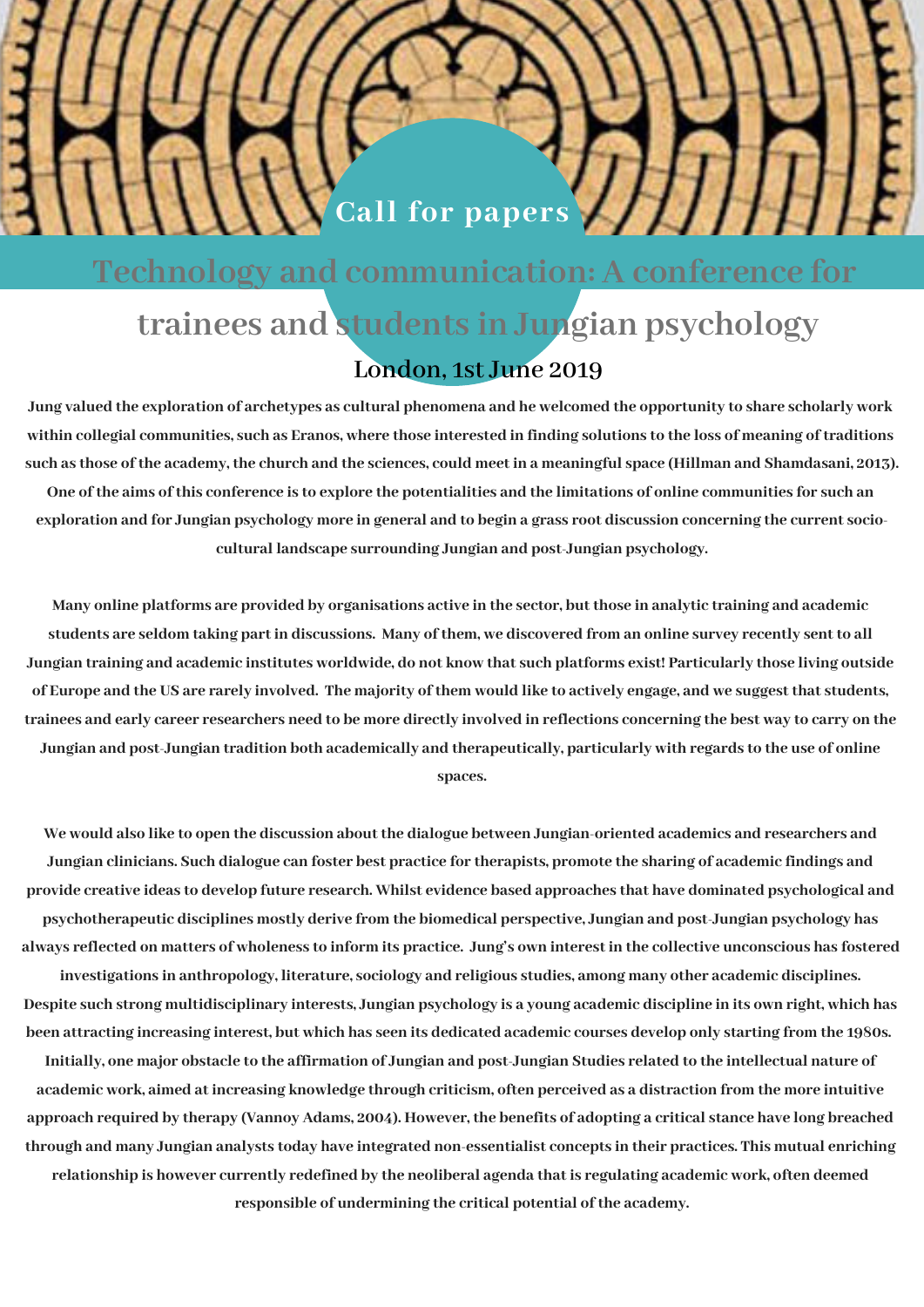Call for papers

# Technology and communication: A conference for trainees and students in Jungian psychology

## London, 1st June 2019

**Jung valued the exploration of archetypes as cultural phenomena and he welcomed the opportunity to share scholarly work within collegial communities, such as Eranos, where those interested in finding solutions to the loss of meaning of traditions such as those of the academy, the church and the sciences, could meet in a meaningful space (Hillman and Shamdasani, 2013). One of the aims of this conference is to explore the potentialities and the limitations of online communities for such an exploration and for Jungian psychology more in general and to begin a grass root discussion concerning the current socio-cultural landscape surrounding Jungian and post-Jungian psychology.**

**Many online platforms are provided by organisations active in the sector, but those in analytic training and academic students are seldom taking part in discussions. Many of them, we discovered from an online survey recently sent to all Jungian training and academic institutes worldwide, do not know that such platforms exist! Particularly those living outside of Europe and the US are rarely involved. The majority of them would like to actively engage, and we suggest that students, trainees and early career researchers need to be more directly involved in reflections concerning the best way to carry on the Jungian and post-Jungian tradition both academically and therapeutically, particularly with regards to the use of online spaces.**

**We would also like to open the discussion about the dialogue between Jungian-oriented academics and researchers and Jungian clinicians. Such dialogue can foster best practice for therapists, promote the sharing of academic findings and provide creative ideas to develop future research. Whilst evidence based approaches that have dominated psychological and psychotherapeutic disciplines mostly derive from the biomedical perspective, Jungian and post-Jungian psychology has always reflected on matters of wholeness to inform its practice. Jung's own interest in the collective unconscious has fostered investigations in anthropology, literature, sociology and religious studies, among many other academic disciplines. Despite such strong multidisciplinary interests, Jungian psychology is a young academic discipline in its own right, which has been attracting increasing interest, but which has seen its dedicated academic courses develop only starting from the 1980s. Initially, one major obstacle to the affirmation of Jungian and post-Jungian Studies related to the intellectual nature of academic work, aimed at increasing knowledge through criticism, often perceived as a distraction from the more intuitive approach required by therapy (Vannoy Adams, 2004). However, the benefits of adopting a critical stance have long breached through and many Jungian analysts today have integrated non-essentialist concepts in their practices. This mutual enriching relationship is however currently redefined by the neoliberal agenda that is regulating academic work, often deemed responsible of undermining the critical potential of the academy.**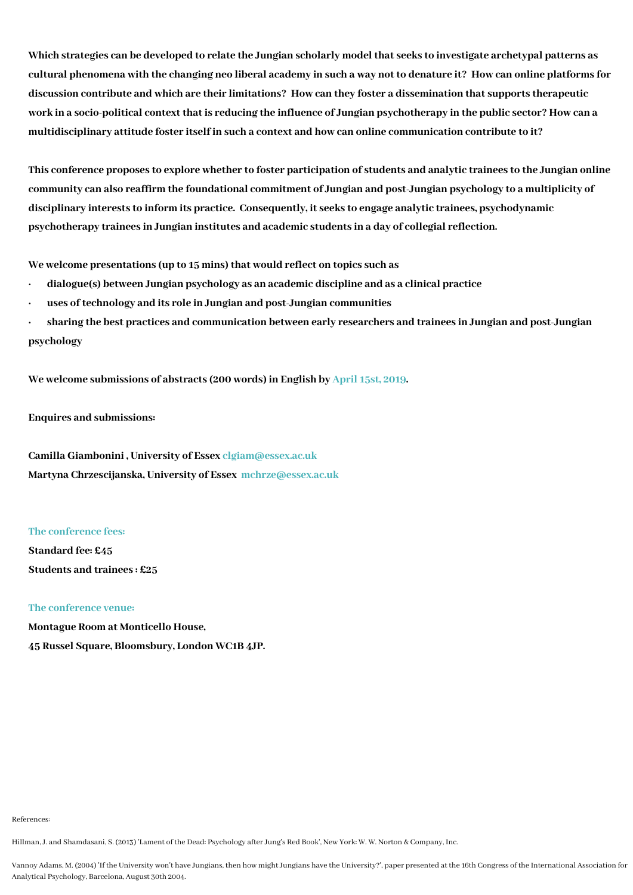**Which strategies can be developed to relate the Jungian scholarly model that seeks to investigate archetypal patterns as cultural phenomena with the changing neo liberal academy in such a way not to denature it? How can online platforms for discussion contribute and which are their limitations? How can they foster a dissemination that supports therapeutic work in a socio-political context that is reducing the influence of Jungian psychotherapy in the public sector? How can a multidisciplinary attitude foster itself in such a context and how can online communication contribute to it?**

**This conference proposes to explore whether to foster participation of students and analytic trainees to the Jungian online community can also reaffirm the foundational commitment of Jungian and post-Jungian psychology to a multiplicity of disciplinary interests to inform its practice. Consequently, it seeks to engage analytic trainees, psychodynamic psychotherapy trainees in Jungian institutes and academic students in a day of collegial reflection.**

**We welcome presentations (up to 15 mins) that would reflect on topics such as**

- **dialogue(s) between Jungian psychology as an academic discipline and as a clinical practice**
- **uses of technology and its role in Jungian and post-Jungian communities**
- **sharing the best practices and communication between early researchers and trainees in Jungian and post-Jungian psychology**

**We welcome submissions of abstracts (200 words) in English by April 15st, 2019.**

**Enquires and submissions:**

**Camilla Giambonini , University of Essex clgiam@essex.ac.uk**
**Martyna Chrzescijanska, University of Essex mchrze@essex.ac.uk**

**The conference fees:**

**Standard fee: £45**
**Students and trainees : £25**

**The conference venue:**

**Montague Room at Monticello House,**
**45 Russel Square, Bloomsbury, London WC1B 4JP.**

References:

Hillman, J. and Shamdasani, S. (2013) 'Lament of the Dead: Psychology after Jung's Red Book', New York: W. W. Norton & Company, Inc.

Vannoy Adams, M. (2004) 'If the University won't have Jungians, then how might Jungians have the University?', paper presented at the 16th Congress of the International Association for Analytical Psychology, Barcelona, August 30th 2004.